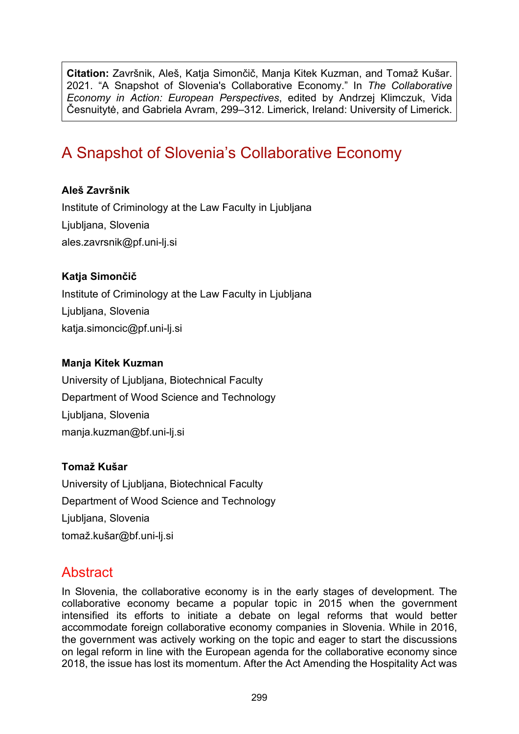**Citation:** Završnik, Aleš, Katja Simončič, Manja Kitek Kuzman, and Tomaž Kušar. 2021. "A Snapshot of Slovenia's Collaborative Economy." In *The Collaborative Economy in Action: European Perspectives*, edited by Andrzej Klimczuk, Vida Česnuitytė, and Gabriela Avram, 299–312. Limerick, Ireland: University of Limerick.

# A Snapshot of Slovenia's Collaborative Economy

**Aleš Završnik**

Institute of Criminology at the Law Faculty in Ljubljana

Ljubljana, Slovenia

ales.zavrsnik@pf.uni-lj.si

**Katja Simončič**

Institute of Criminology at the Law Faculty in Ljubljana

Ljubljana, Slovenia

katja.simoncic@pf.uni-lj.si

**Manja Kitek Kuzman**

University of Ljubljana, Biotechnical Faculty

Department of Wood Science and Technology

Ljubljana, Slovenia

manja.kuzman@bf.uni-lj.si

**Tomaž Kušar**

University of Ljubljana, Biotechnical Faculty

Department of Wood Science and Technology

Ljubljana, Slovenia

tomaž.kušar@bf.uni-lj.si

## Abstract

In Slovenia, the collaborative economy is in the early stages of development. The collaborative economy became a popular topic in 2015 when the government intensified its efforts to initiate a debate on legal reforms that would better accommodate foreign collaborative economy companies in Slovenia. While in 2016, the government was actively working on the topic and eager to start the discussions on legal reform in line with the European agenda for the collaborative economy since 2018, the issue has lost its momentum. After the Act Amending the Hospitality Act was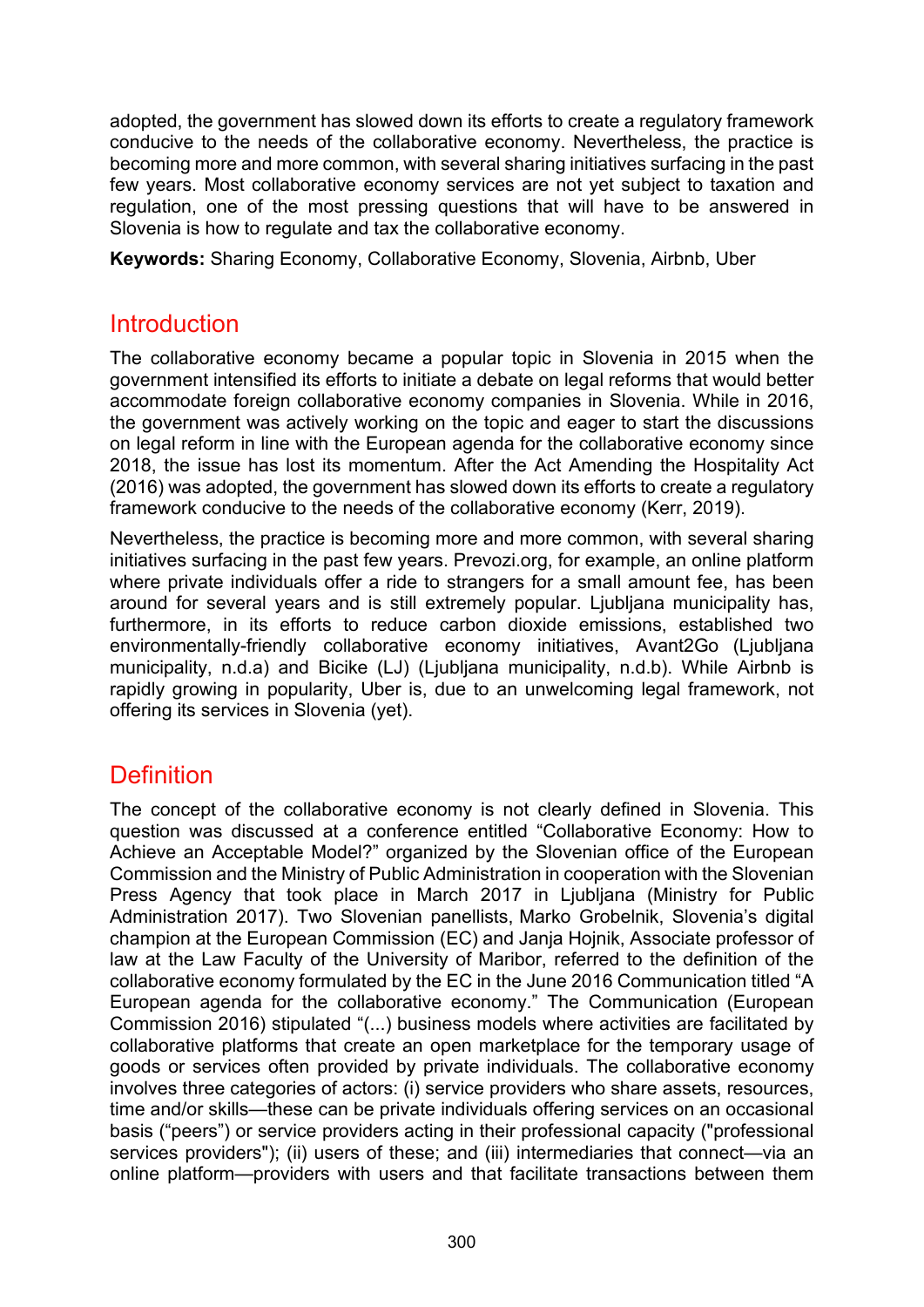adopted, the government has slowed down its efforts to create a regulatory framework conducive to the needs of the collaborative economy. Nevertheless, the practice is becoming more and more common, with several sharing initiatives surfacing in the past few years. Most collaborative economy services are not yet subject to taxation and regulation, one of the most pressing questions that will have to be answered in Slovenia is how to regulate and tax the collaborative economy.

**Keywords:** Sharing Economy, Collaborative Economy, Slovenia, Airbnb, Uber

## Introduction

The collaborative economy became a popular topic in Slovenia in 2015 when the government intensified its efforts to initiate a debate on legal reforms that would better accommodate foreign collaborative economy companies in Slovenia. While in 2016, the government was actively working on the topic and eager to start the discussions on legal reform in line with the European agenda for the collaborative economy since 2018, the issue has lost its momentum. After the Act Amending the Hospitality Act (2016) was adopted, the government has slowed down its efforts to create a regulatory framework conducive to the needs of the collaborative economy (Kerr, 2019).

Nevertheless, the practice is becoming more and more common, with several sharing initiatives surfacing in the past few years. Prevozi.org, for example, an online platform where private individuals offer a ride to strangers for a small amount fee, has been around for several years and is still extremely popular. Ljubljana municipality has, furthermore, in its efforts to reduce carbon dioxide emissions, established two environmentally-friendly collaborative economy initiatives, Avant2Go (Ljubljana municipality, n.d.a) and Bicike (LJ) (Ljubljana municipality, n.d.b). While Airbnb is rapidly growing in popularity, Uber is, due to an unwelcoming legal framework, not offering its services in Slovenia (yet).

## Definition

The concept of the collaborative economy is not clearly defined in Slovenia. This question was discussed at a conference entitled "Collaborative Economy: How to Achieve an Acceptable Model?" organized by the Slovenian office of the European Commission and the Ministry of Public Administration in cooperation with the Slovenian Press Agency that took place in March 2017 in Ljubljana (Ministry for Public Administration 2017). Two Slovenian panellists, Marko Grobelnik, Slovenia's digital champion at the European Commission (EC) and Janja Hojnik, Associate professor of law at the Law Faculty of the University of Maribor, referred to the definition of the collaborative economy formulated by the EC in the June 2016 Communication titled "A European agenda for the collaborative economy." The Communication (European Commission 2016) stipulated "(...) business models where activities are facilitated by collaborative platforms that create an open marketplace for the temporary usage of goods or services often provided by private individuals. The collaborative economy involves three categories of actors: (i) service providers who share assets, resources, time and/or skills—these can be private individuals offering services on an occasional basis ("peers") or service providers acting in their professional capacity ("professional services providers"); (ii) users of these; and (iii) intermediaries that connect—via an online platform—providers with users and that facilitate transactions between them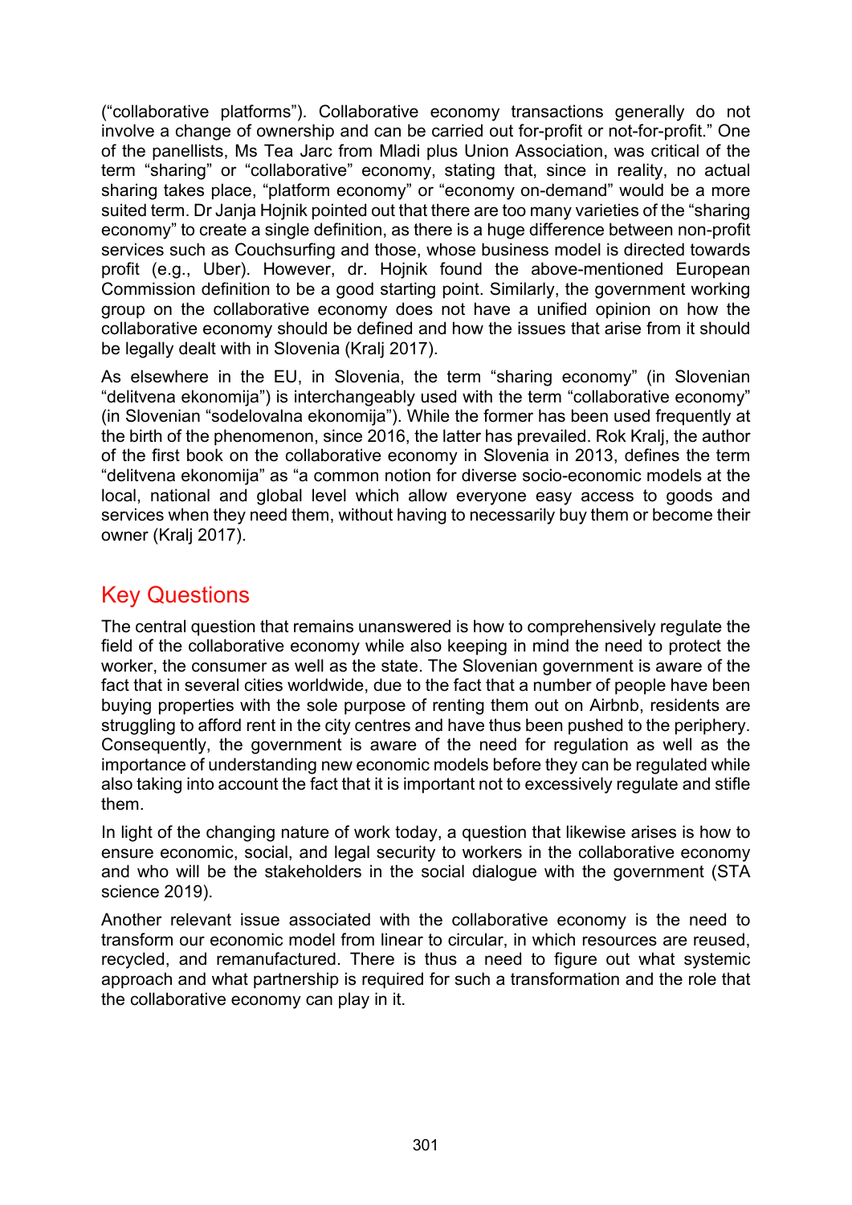("collaborative platforms"). Collaborative economy transactions generally do not involve a change of ownership and can be carried out for-profit or not-for-profit." One of the panellists, Ms Tea Jarc from Mladi plus Union Association, was critical of the term "sharing" or "collaborative" economy, stating that, since in reality, no actual sharing takes place, "platform economy" or "economy on-demand" would be a more suited term. Dr Janja Hojnik pointed out that there are too many varieties of the "sharing economy" to create a single definition, as there is a huge difference between non-profit services such as Couchsurfing and those, whose business model is directed towards profit (e.g., Uber). However, dr. Hojnik found the above-mentioned European Commission definition to be a good starting point. Similarly, the government working group on the collaborative economy does not have a unified opinion on how the collaborative economy should be defined and how the issues that arise from it should be legally dealt with in Slovenia (Kralj 2017).

As elsewhere in the EU, in Slovenia, the term "sharing economy" (in Slovenian "delitvena ekonomija") is interchangeably used with the term "collaborative economy" (in Slovenian "sodelovalna ekonomija"). While the former has been used frequently at the birth of the phenomenon, since 2016, the latter has prevailed. Rok Kralj, the author of the first book on the collaborative economy in Slovenia in 2013, defines the term "delitvena ekonomija" as "a common notion for diverse socio-economic models at the local, national and global level which allow everyone easy access to goods and services when they need them, without having to necessarily buy them or become their owner (Kralj 2017).

## Key Questions

The central question that remains unanswered is how to comprehensively regulate the field of the collaborative economy while also keeping in mind the need to protect the worker, the consumer as well as the state. The Slovenian government is aware of the fact that in several cities worldwide, due to the fact that a number of people have been buying properties with the sole purpose of renting them out on Airbnb, residents are struggling to afford rent in the city centres and have thus been pushed to the periphery. Consequently, the government is aware of the need for regulation as well as the importance of understanding new economic models before they can be regulated while also taking into account the fact that it is important not to excessively regulate and stifle them.

In light of the changing nature of work today, a question that likewise arises is how to ensure economic, social, and legal security to workers in the collaborative economy and who will be the stakeholders in the social dialogue with the government (STA science 2019).

Another relevant issue associated with the collaborative economy is the need to transform our economic model from linear to circular, in which resources are reused, recycled, and remanufactured. There is thus a need to figure out what systemic approach and what partnership is required for such a transformation and the role that the collaborative economy can play in it.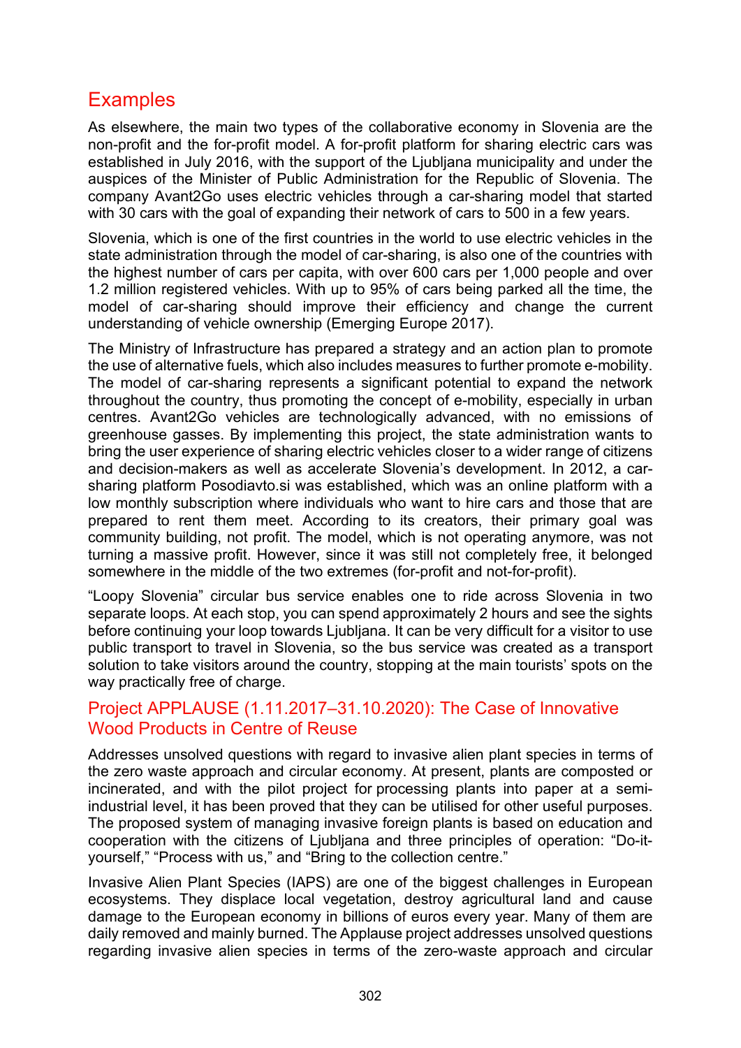## Examples

As elsewhere, the main two types of the collaborative economy in Slovenia are the non-profit and the for-profit model. A for-profit platform for sharing electric cars was established in July 2016, with the support of the Ljubljana municipality and under the auspices of the Minister of Public Administration for the Republic of Slovenia. The company Avant2Go uses electric vehicles through a car-sharing model that started with 30 cars with the goal of expanding their network of cars to 500 in a few years.

Slovenia, which is one of the first countries in the world to use electric vehicles in the state administration through the model of car-sharing, is also one of the countries with the highest number of cars per capita, with over 600 cars per 1,000 people and over 1.2 million registered vehicles. With up to 95% of cars being parked all the time, the model of car-sharing should improve their efficiency and change the current understanding of vehicle ownership (Emerging Europe 2017).

The Ministry of Infrastructure has prepared a strategy and an action plan to promote the use of alternative fuels, which also includes measures to further promote e-mobility. The model of car-sharing represents a significant potential to expand the network throughout the country, thus promoting the concept of e-mobility, especially in urban centres. Avant2Go vehicles are technologically advanced, with no emissions of greenhouse gasses. By implementing this project, the state administration wants to bring the user experience of sharing electric vehicles closer to a wider range of citizens and decision-makers as well as accelerate Slovenia's development. In 2012, a car-sharing platform Posodiavto.si was established, which was an online platform with a low monthly subscription where individuals who want to hire cars and those that are prepared to rent them meet. According to its creators, their primary goal was community building, not profit. The model, which is not operating anymore, was not turning a massive profit. However, since it was still not completely free, it belonged somewhere in the middle of the two extremes (for-profit and not-for-profit).

"Loopy Slovenia" circular bus service enables one to ride across Slovenia in two separate loops. At each stop, you can spend approximately 2 hours and see the sights before continuing your loop towards Ljubljana. It can be very difficult for a visitor to use public transport to travel in Slovenia, so the bus service was created as a transport solution to take visitors around the country, stopping at the main tourists' spots on the way practically free of charge.

### Project APPLAUSE (1.11.2017–31.10.2020): The Case of Innovative Wood Products in Centre of Reuse

Addresses unsolved questions with regard to invasive alien plant species in terms of the zero waste approach and circular economy. At present, plants are composted or incinerated, and with the pilot project for processing plants into paper at a semi-industrial level, it has been proved that they can be utilised for other useful purposes. The proposed system of managing invasive foreign plants is based on education and cooperation with the citizens of Ljubljana and three principles of operation: "Do-it-yourself," "Process with us," and "Bring to the collection centre."

Invasive Alien Plant Species (IAPS) are one of the biggest challenges in European ecosystems. They displace local vegetation, destroy agricultural land and cause damage to the European economy in billions of euros every year. Many of them are daily removed and mainly burned. The Applause project addresses unsolved questions regarding invasive alien species in terms of the zero-waste approach and circular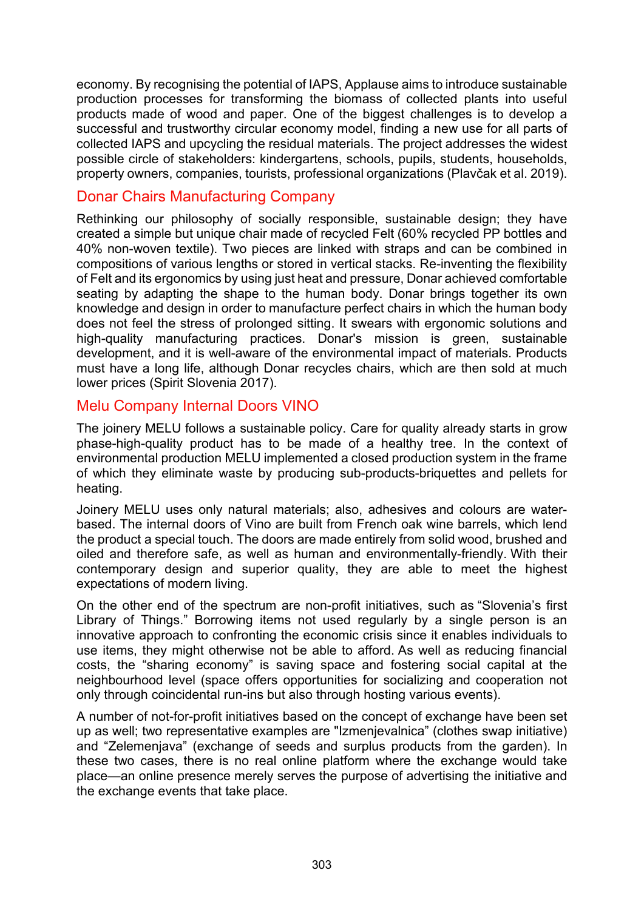economy. By recognising the potential of IAPS, Applause aims to introduce sustainable production processes for transforming the biomass of collected plants into useful products made of wood and paper. One of the biggest challenges is to develop a successful and trustworthy circular economy model, finding a new use for all parts of collected IAPS and upcycling the residual materials. The project addresses the widest possible circle of stakeholders: kindergartens, schools, pupils, students, households, property owners, companies, tourists, professional organizations (Plavčak et al. 2019).

## Donar Chairs Manufacturing Company

Rethinking our philosophy of socially responsible, sustainable design; they have created a simple but unique chair made of recycled Felt (60% recycled PP bottles and 40% non-woven textile). Two pieces are linked with straps and can be combined in compositions of various lengths or stored in vertical stacks. Re-inventing the flexibility of Felt and its ergonomics by using just heat and pressure, Donar achieved comfortable seating by adapting the shape to the human body. Donar brings together its own knowledge and design in order to manufacture perfect chairs in which the human body does not feel the stress of prolonged sitting. It swears with ergonomic solutions and high-quality manufacturing practices. Donar's mission is green, sustainable development, and it is well-aware of the environmental impact of materials. Products must have a long life, although Donar recycles chairs, which are then sold at much lower prices (Spirit Slovenia 2017).

## Melu Company Internal Doors VINO

The joinery MELU follows a sustainable policy. Care for quality already starts in grow phase-high-quality product has to be made of a healthy tree. In the context of environmental production MELU implemented a closed production system in the frame of which they eliminate waste by producing sub-products-briquettes and pellets for heating.

Joinery MELU uses only natural materials; also, adhesives and colours are water-based. The internal doors of Vino are built from French oak wine barrels, which lend the product a special touch. The doors are made entirely from solid wood, brushed and oiled and therefore safe, as well as human and environmentally-friendly. With their contemporary design and superior quality, they are able to meet the highest expectations of modern living.

On the other end of the spectrum are non-profit initiatives, such as "Slovenia's first Library of Things." Borrowing items not used regularly by a single person is an innovative approach to confronting the economic crisis since it enables individuals to use items, they might otherwise not be able to afford. As well as reducing financial costs, the "sharing economy" is saving space and fostering social capital at the neighbourhood level (space offers opportunities for socializing and cooperation not only through coincidental run-ins but also through hosting various events).

A number of not-for-profit initiatives based on the concept of exchange have been set up as well; two representative examples are "Izmenjevalnica" (clothes swap initiative) and "Zelemenjava" (exchange of seeds and surplus products from the garden). In these two cases, there is no real online platform where the exchange would take place—an online presence merely serves the purpose of advertising the initiative and the exchange events that take place.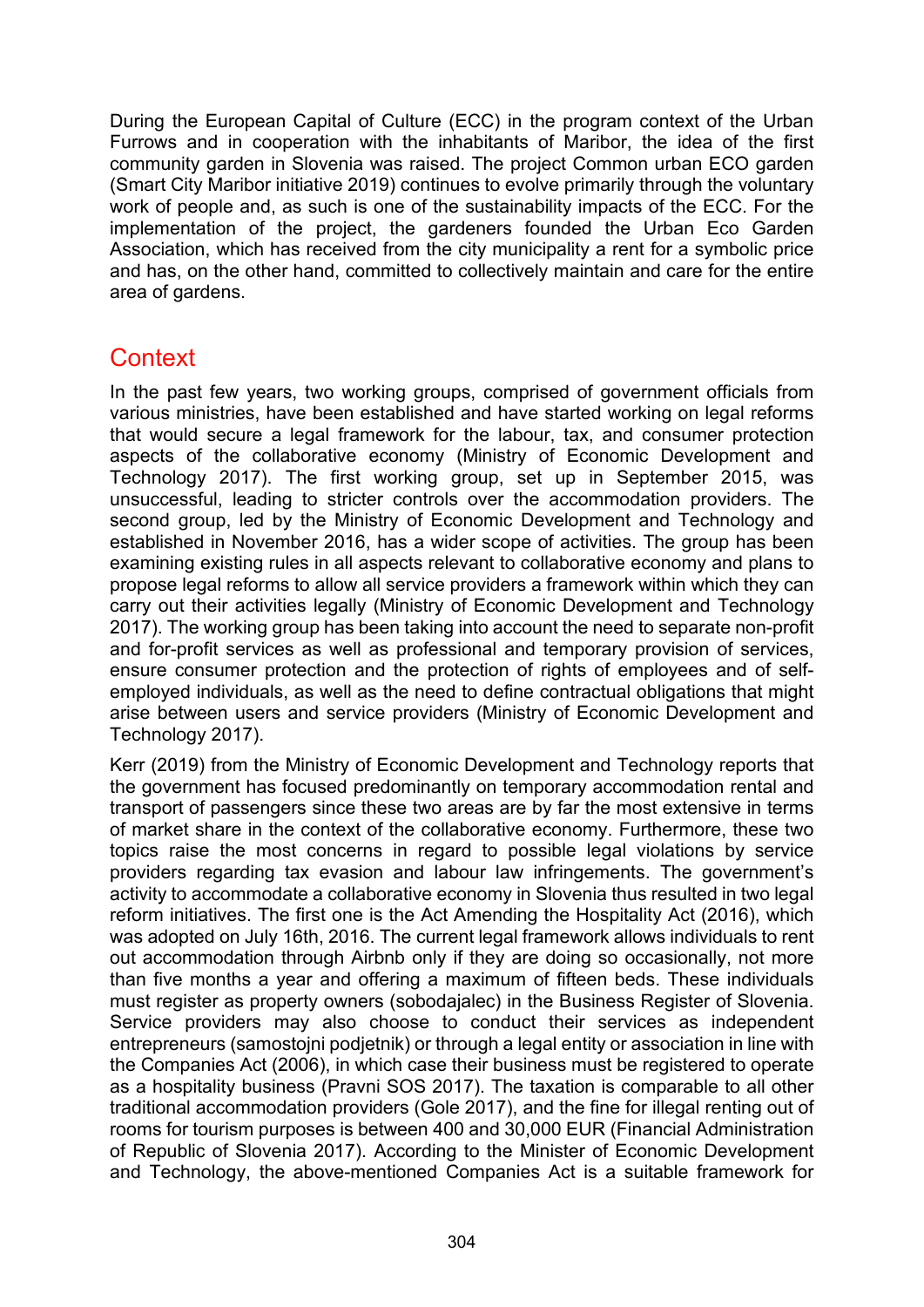During the European Capital of Culture (ECC) in the program context of the Urban Furrows and in cooperation with the inhabitants of Maribor, the idea of the first community garden in Slovenia was raised. The project Common urban ECO garden (Smart City Maribor initiative 2019) continues to evolve primarily through the voluntary work of people and, as such is one of the sustainability impacts of the ECC. For the implementation of the project, the gardeners founded the Urban Eco Garden Association, which has received from the city municipality a rent for a symbolic price and has, on the other hand, committed to collectively maintain and care for the entire area of gardens.

## Context

In the past few years, two working groups, comprised of government officials from various ministries, have been established and have started working on legal reforms that would secure a legal framework for the labour, tax, and consumer protection aspects of the collaborative economy (Ministry of Economic Development and Technology 2017). The first working group, set up in September 2015, was unsuccessful, leading to stricter controls over the accommodation providers. The second group, led by the Ministry of Economic Development and Technology and established in November 2016, has a wider scope of activities. The group has been examining existing rules in all aspects relevant to collaborative economy and plans to propose legal reforms to allow all service providers a framework within which they can carry out their activities legally (Ministry of Economic Development and Technology 2017). The working group has been taking into account the need to separate non-profit and for-profit services as well as professional and temporary provision of services, ensure consumer protection and the protection of rights of employees and of self-employed individuals, as well as the need to define contractual obligations that might arise between users and service providers (Ministry of Economic Development and Technology 2017).

Kerr (2019) from the Ministry of Economic Development and Technology reports that the government has focused predominantly on temporary accommodation rental and transport of passengers since these two areas are by far the most extensive in terms of market share in the context of the collaborative economy. Furthermore, these two topics raise the most concerns in regard to possible legal violations by service providers regarding tax evasion and labour law infringements. The government's activity to accommodate a collaborative economy in Slovenia thus resulted in two legal reform initiatives. The first one is the Act Amending the Hospitality Act (2016), which was adopted on July 16th, 2016. The current legal framework allows individuals to rent out accommodation through Airbnb only if they are doing so occasionally, not more than five months a year and offering a maximum of fifteen beds. These individuals must register as property owners (sobodajalec) in the Business Register of Slovenia. Service providers may also choose to conduct their services as independent entrepreneurs (samostojni podjetnik) or through a legal entity or association in line with the Companies Act (2006), in which case their business must be registered to operate as a hospitality business (Pravni SOS 2017). The taxation is comparable to all other traditional accommodation providers (Gole 2017), and the fine for illegal renting out of rooms for tourism purposes is between 400 and 30,000 EUR (Financial Administration of Republic of Slovenia 2017). According to the Minister of Economic Development and Technology, the above-mentioned Companies Act is a suitable framework for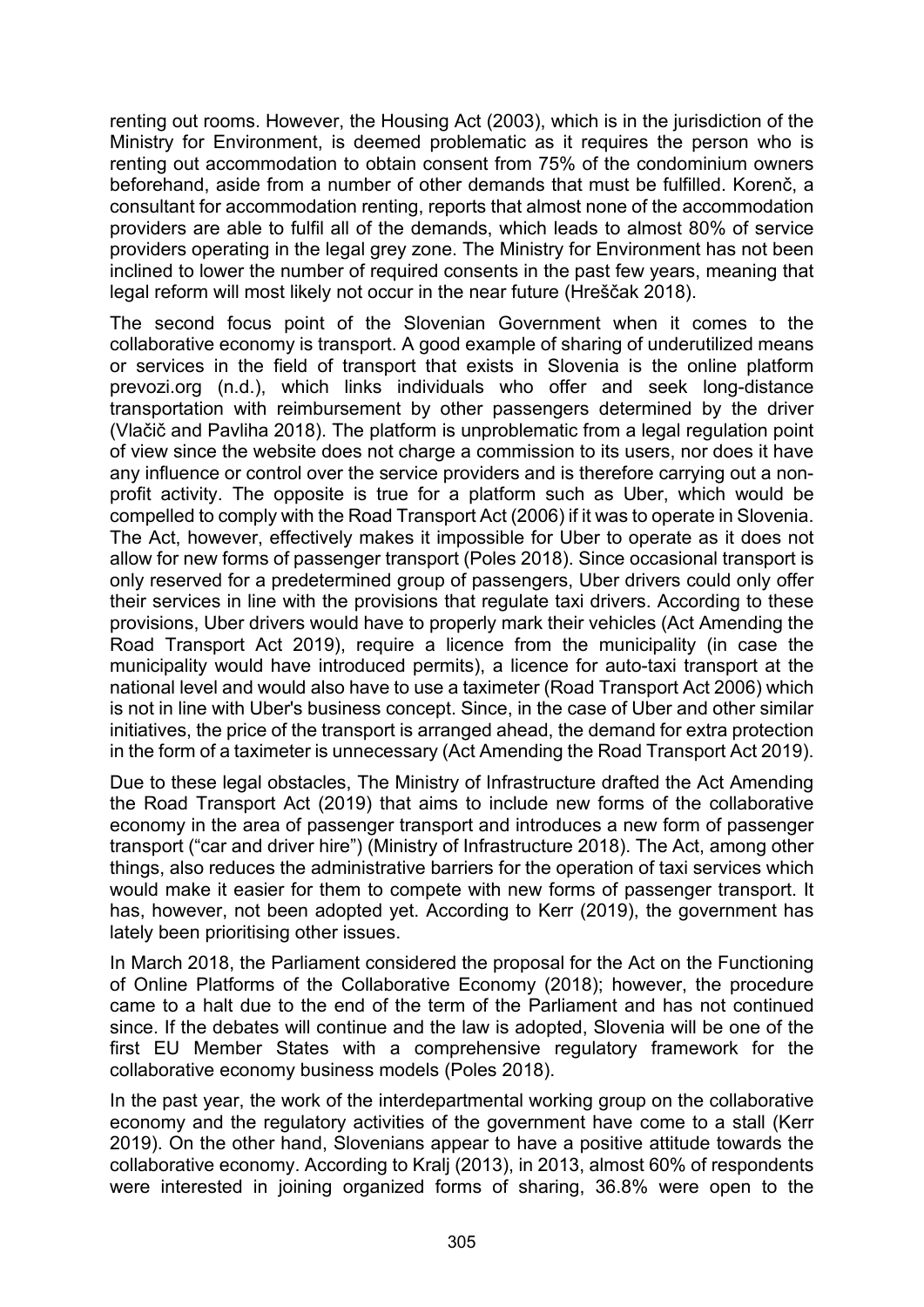renting out rooms. However, the Housing Act (2003), which is in the jurisdiction of the Ministry for Environment, is deemed problematic as it requires the person who is renting out accommodation to obtain consent from 75% of the condominium owners beforehand, aside from a number of other demands that must be fulfilled. Korenč, a consultant for accommodation renting, reports that almost none of the accommodation providers are able to fulfil all of the demands, which leads to almost 80% of service providers operating in the legal grey zone. The Ministry for Environment has not been inclined to lower the number of required consents in the past few years, meaning that legal reform will most likely not occur in the near future (Hreščak 2018).

The second focus point of the Slovenian Government when it comes to the collaborative economy is transport. A good example of sharing of underutilized means or services in the field of transport that exists in Slovenia is the online platform prevozi.org (n.d.), which links individuals who offer and seek long-distance transportation with reimbursement by other passengers determined by the driver (Vlačič and Pavliha 2018). The platform is unproblematic from a legal regulation point of view since the website does not charge a commission to its users, nor does it have any influence or control over the service providers and is therefore carrying out a non-profit activity. The opposite is true for a platform such as Uber, which would be compelled to comply with the Road Transport Act (2006) if it was to operate in Slovenia. The Act, however, effectively makes it impossible for Uber to operate as it does not allow for new forms of passenger transport (Poles 2018). Since occasional transport is only reserved for a predetermined group of passengers, Uber drivers could only offer their services in line with the provisions that regulate taxi drivers. According to these provisions, Uber drivers would have to properly mark their vehicles (Act Amending the Road Transport Act 2019), require a licence from the municipality (in case the municipality would have introduced permits), a licence for auto-taxi transport at the national level and would also have to use a taximeter (Road Transport Act 2006) which is not in line with Uber's business concept. Since, in the case of Uber and other similar initiatives, the price of the transport is arranged ahead, the demand for extra protection in the form of a taximeter is unnecessary (Act Amending the Road Transport Act 2019).

Due to these legal obstacles, The Ministry of Infrastructure drafted the Act Amending the Road Transport Act (2019) that aims to include new forms of the collaborative economy in the area of passenger transport and introduces a new form of passenger transport ("car and driver hire") (Ministry of Infrastructure 2018). The Act, among other things, also reduces the administrative barriers for the operation of taxi services which would make it easier for them to compete with new forms of passenger transport. It has, however, not been adopted yet. According to Kerr (2019), the government has lately been prioritising other issues.

In March 2018, the Parliament considered the proposal for the Act on the Functioning of Online Platforms of the Collaborative Economy (2018); however, the procedure came to a halt due to the end of the term of the Parliament and has not continued since. If the debates will continue and the law is adopted, Slovenia will be one of the first EU Member States with a comprehensive regulatory framework for the collaborative economy business models (Poles 2018).

In the past year, the work of the interdepartmental working group on the collaborative economy and the regulatory activities of the government have come to a stall (Kerr 2019). On the other hand, Slovenians appear to have a positive attitude towards the collaborative economy. According to Kralj (2013), in 2013, almost 60% of respondents were interested in joining organized forms of sharing, 36.8% were open to the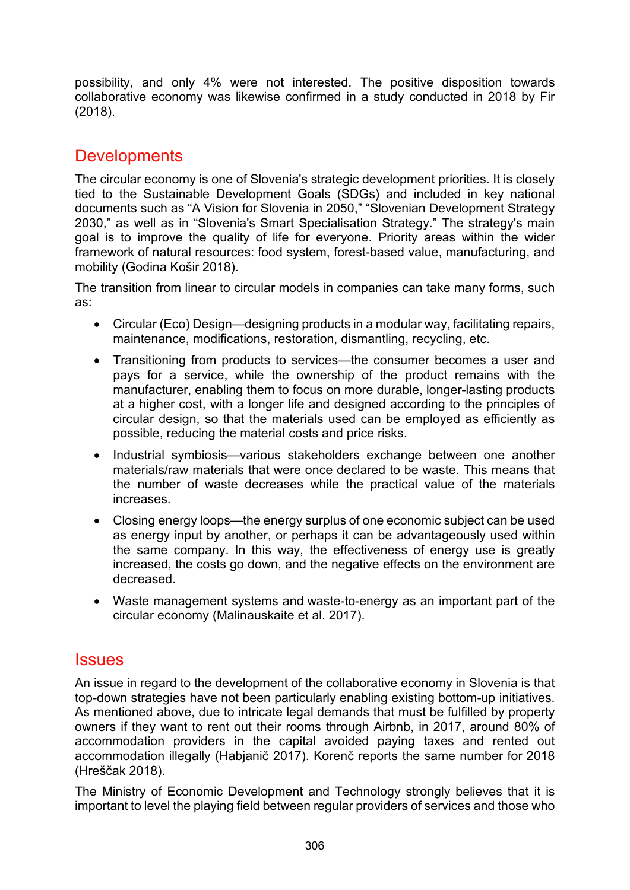possibility, and only 4% were not interested. The positive disposition towards collaborative economy was likewise confirmed in a study conducted in 2018 by Fir (2018).

## Developments

The circular economy is one of Slovenia's strategic development priorities. It is closely tied to the Sustainable Development Goals (SDGs) and included in key national documents such as "A Vision for Slovenia in 2050," "Slovenian Development Strategy 2030," as well as in "Slovenia's Smart Specialisation Strategy." The strategy's main goal is to improve the quality of life for everyone. Priority areas within the wider framework of natural resources: food system, forest-based value, manufacturing, and mobility (Godina Košir 2018).

The transition from linear to circular models in companies can take many forms, such as:

- Circular (Eco) Design—designing products in a modular way, facilitating repairs, maintenance, modifications, restoration, dismantling, recycling, etc.
- Transitioning from products to services—the consumer becomes a user and pays for a service, while the ownership of the product remains with the manufacturer, enabling them to focus on more durable, longer-lasting products at a higher cost, with a longer life and designed according to the principles of circular design, so that the materials used can be employed as efficiently as possible, reducing the material costs and price risks.
- Industrial symbiosis—various stakeholders exchange between one another materials/raw materials that were once declared to be waste. This means that the number of waste decreases while the practical value of the materials increases.
- Closing energy loops—the energy surplus of one economic subject can be used as energy input by another, or perhaps it can be advantageously used within the same company. In this way, the effectiveness of energy use is greatly increased, the costs go down, and the negative effects on the environment are decreased.
- Waste management systems and waste-to-energy as an important part of the circular economy (Malinauskaite et al. 2017).

## Issues

An issue in regard to the development of the collaborative economy in Slovenia is that top-down strategies have not been particularly enabling existing bottom-up initiatives. As mentioned above, due to intricate legal demands that must be fulfilled by property owners if they want to rent out their rooms through Airbnb, in 2017, around 80% of accommodation providers in the capital avoided paying taxes and rented out accommodation illegally (Habjanič 2017). Korenč reports the same number for 2018 (Hreščak 2018).

The Ministry of Economic Development and Technology strongly believes that it is important to level the playing field between regular providers of services and those who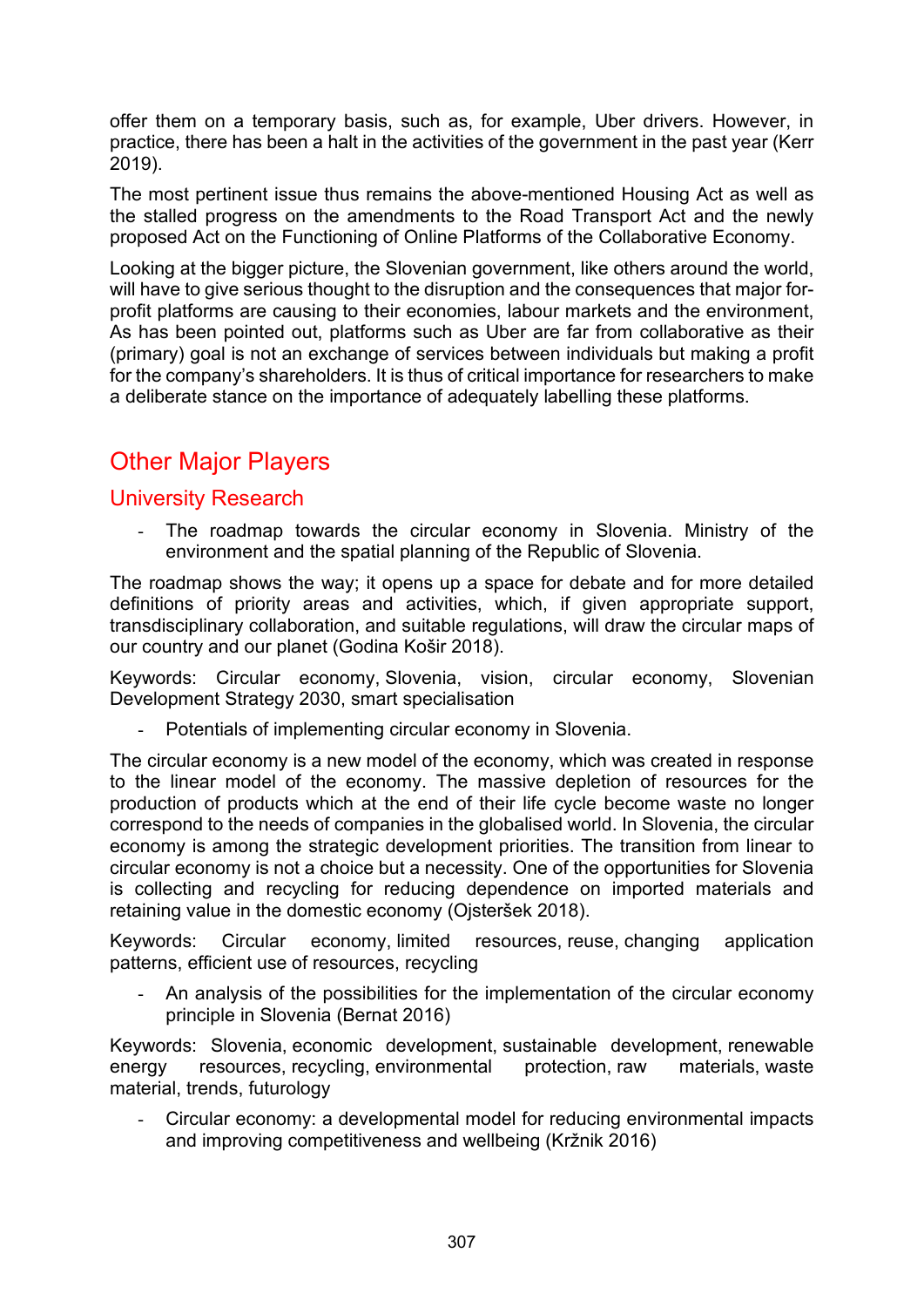offer them on a temporary basis, such as, for example, Uber drivers. However, in practice, there has been a halt in the activities of the government in the past year (Kerr 2019).

The most pertinent issue thus remains the above-mentioned Housing Act as well as the stalled progress on the amendments to the Road Transport Act and the newly proposed Act on the Functioning of Online Platforms of the Collaborative Economy.

Looking at the bigger picture, the Slovenian government, like others around the world, will have to give serious thought to the disruption and the consequences that major for-profit platforms are causing to their economies, labour markets and the environment, As has been pointed out, platforms such as Uber are far from collaborative as their (primary) goal is not an exchange of services between individuals but making a profit for the company's shareholders. It is thus of critical importance for researchers to make a deliberate stance on the importance of adequately labelling these platforms.

## Other Major Players

### University Research

- The roadmap towards the circular economy in Slovenia. Ministry of the environment and the spatial planning of the Republic of Slovenia.

The roadmap shows the way; it opens up a space for debate and for more detailed definitions of priority areas and activities, which, if given appropriate support, transdisciplinary collaboration, and suitable regulations, will draw the circular maps of our country and our planet (Godina Košir 2018).

Keywords: Circular economy, Slovenia, vision, circular economy, Slovenian Development Strategy 2030, smart specialisation

- Potentials of implementing circular economy in Slovenia.

The circular economy is a new model of the economy, which was created in response to the linear model of the economy. The massive depletion of resources for the production of products which at the end of their life cycle become waste no longer correspond to the needs of companies in the globalised world. In Slovenia, the circular economy is among the strategic development priorities. The transition from linear to circular economy is not a choice but a necessity. One of the opportunities for Slovenia is collecting and recycling for reducing dependence on imported materials and retaining value in the domestic economy (Ojsteršek 2018).

Keywords: Circular economy, limited resources, reuse, changing application patterns, efficient use of resources, recycling

- An analysis of the possibilities for the implementation of the circular economy principle in Slovenia (Bernat 2016)

Keywords: Slovenia, economic development, sustainable development, renewable energy resources, recycling, environmental protection, raw materials, waste material, trends, futurology

- Circular economy: a developmental model for reducing environmental impacts and improving competitiveness and wellbeing (Kržnik 2016)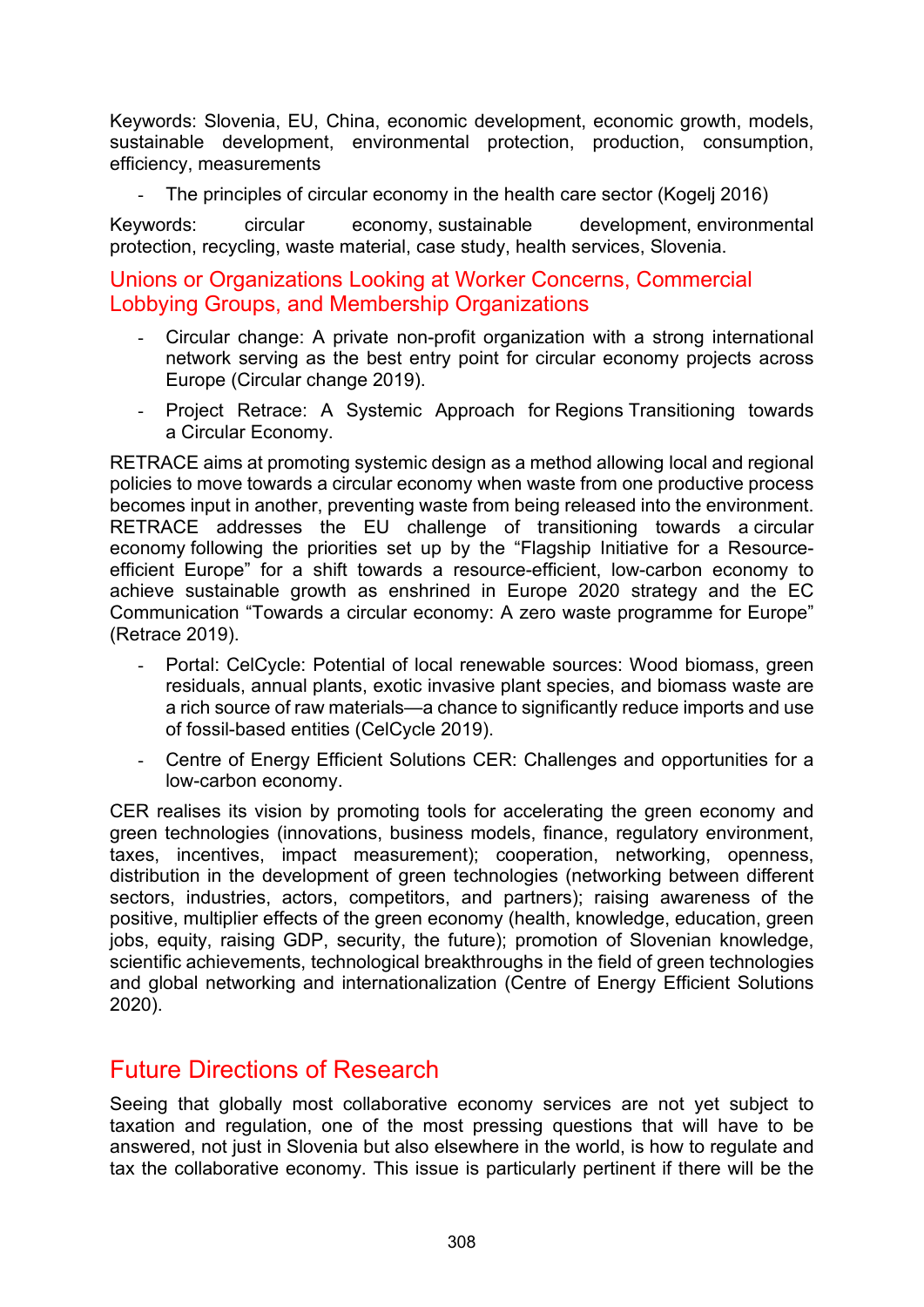Keywords: Slovenia, EU, China, economic development, economic growth, models, sustainable development, environmental protection, production, consumption, efficiency, measurements

- The principles of circular economy in the health care sector (Kogelj 2016)

Keywords: circular economy, sustainable development, environmental protection, recycling, waste material, case study, health services, Slovenia.

### Unions or Organizations Looking at Worker Concerns, Commercial Lobbying Groups, and Membership Organizations

- Circular change: A private non-profit organization with a strong international network serving as the best entry point for circular economy projects across Europe (Circular change 2019).
- Project Retrace: A Systemic Approach for Regions Transitioning towards a Circular Economy.

RETRACE aims at promoting systemic design as a method allowing local and regional policies to move towards a circular economy when waste from one productive process becomes input in another, preventing waste from being released into the environment. RETRACE addresses the EU challenge of transitioning towards a circular economy following the priorities set up by the "Flagship Initiative for a Resource-efficient Europe" for a shift towards a resource-efficient, low-carbon economy to achieve sustainable growth as enshrined in Europe 2020 strategy and the EC Communication "Towards a circular economy: A zero waste programme for Europe" (Retrace 2019).

- Portal: CelCycle: Potential of local renewable sources: Wood biomass, green residuals, annual plants, exotic invasive plant species, and biomass waste are a rich source of raw materials—a chance to significantly reduce imports and use of fossil-based entities (CelCycle 2019).
- Centre of Energy Efficient Solutions CER: Challenges and opportunities for a low-carbon economy.

CER realises its vision by promoting tools for accelerating the green economy and green technologies (innovations, business models, finance, regulatory environment, taxes, incentives, impact measurement); cooperation, networking, openness, distribution in the development of green technologies (networking between different sectors, industries, actors, competitors, and partners); raising awareness of the positive, multiplier effects of the green economy (health, knowledge, education, green jobs, equity, raising GDP, security, the future); promotion of Slovenian knowledge, scientific achievements, technological breakthroughs in the field of green technologies and global networking and internationalization (Centre of Energy Efficient Solutions 2020).

## Future Directions of Research

Seeing that globally most collaborative economy services are not yet subject to taxation and regulation, one of the most pressing questions that will have to be answered, not just in Slovenia but also elsewhere in the world, is how to regulate and tax the collaborative economy. This issue is particularly pertinent if there will be the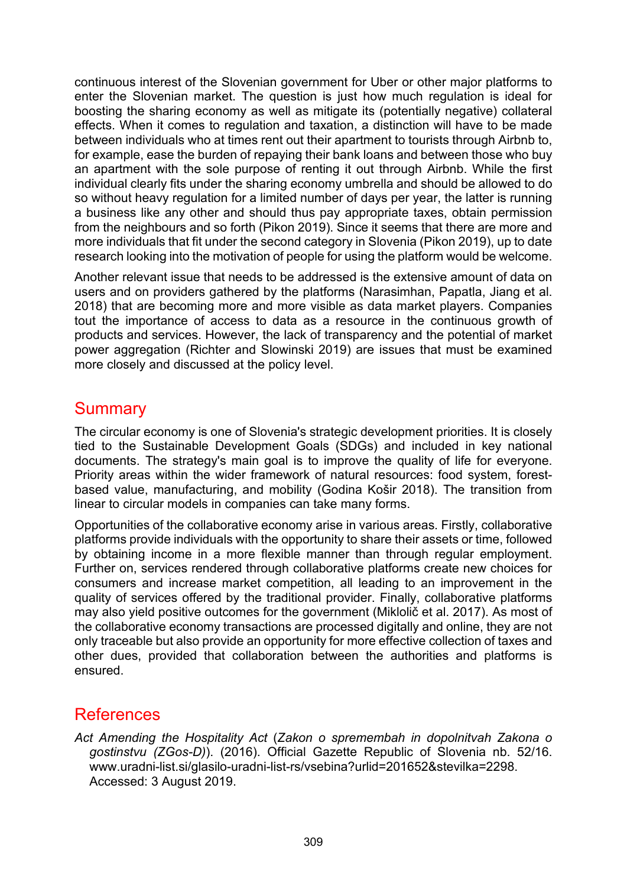continuous interest of the Slovenian government for Uber or other major platforms to enter the Slovenian market. The question is just how much regulation is ideal for boosting the sharing economy as well as mitigate its (potentially negative) collateral effects. When it comes to regulation and taxation, a distinction will have to be made between individuals who at times rent out their apartment to tourists through Airbnb to, for example, ease the burden of repaying their bank loans and between those who buy an apartment with the sole purpose of renting it out through Airbnb. While the first individual clearly fits under the sharing economy umbrella and should be allowed to do so without heavy regulation for a limited number of days per year, the latter is running a business like any other and should thus pay appropriate taxes, obtain permission from the neighbours and so forth (Pikon 2019). Since it seems that there are more and more individuals that fit under the second category in Slovenia (Pikon 2019), up to date research looking into the motivation of people for using the platform would be welcome.

Another relevant issue that needs to be addressed is the extensive amount of data on users and on providers gathered by the platforms (Narasimhan, Papatla, Jiang et al. 2018) that are becoming more and more visible as data market players. Companies tout the importance of access to data as a resource in the continuous growth of products and services. However, the lack of transparency and the potential of market power aggregation (Richter and Slowinski 2019) are issues that must be examined more closely and discussed at the policy level.

## Summary

The circular economy is one of Slovenia's strategic development priorities. It is closely tied to the Sustainable Development Goals (SDGs) and included in key national documents. The strategy's main goal is to improve the quality of life for everyone. Priority areas within the wider framework of natural resources: food system, forest-based value, manufacturing, and mobility (Godina Košir 2018). The transition from linear to circular models in companies can take many forms.

Opportunities of the collaborative economy arise in various areas. Firstly, collaborative platforms provide individuals with the opportunity to share their assets or time, followed by obtaining income in a more flexible manner than through regular employment. Further on, services rendered through collaborative platforms create new choices for consumers and increase market competition, all leading to an improvement in the quality of services offered by the traditional provider. Finally, collaborative platforms may also yield positive outcomes for the government (Miklolič et al. 2017). As most of the collaborative economy transactions are processed digitally and online, they are not only traceable but also provide an opportunity for more effective collection of taxes and other dues, provided that collaboration between the authorities and platforms is ensured.

## References

*Act Amending the Hospitality Act* (*Zakon o spremembah in dopolnitvah Zakona o gostinstvu (ZGos-D)*). (2016). Official Gazette Republic of Slovenia nb. 52/16. www.uradni-list.si/glasilo-uradni-list-rs/vsebina?urlid=201652&stevilka=2298. Accessed: 3 August 2019.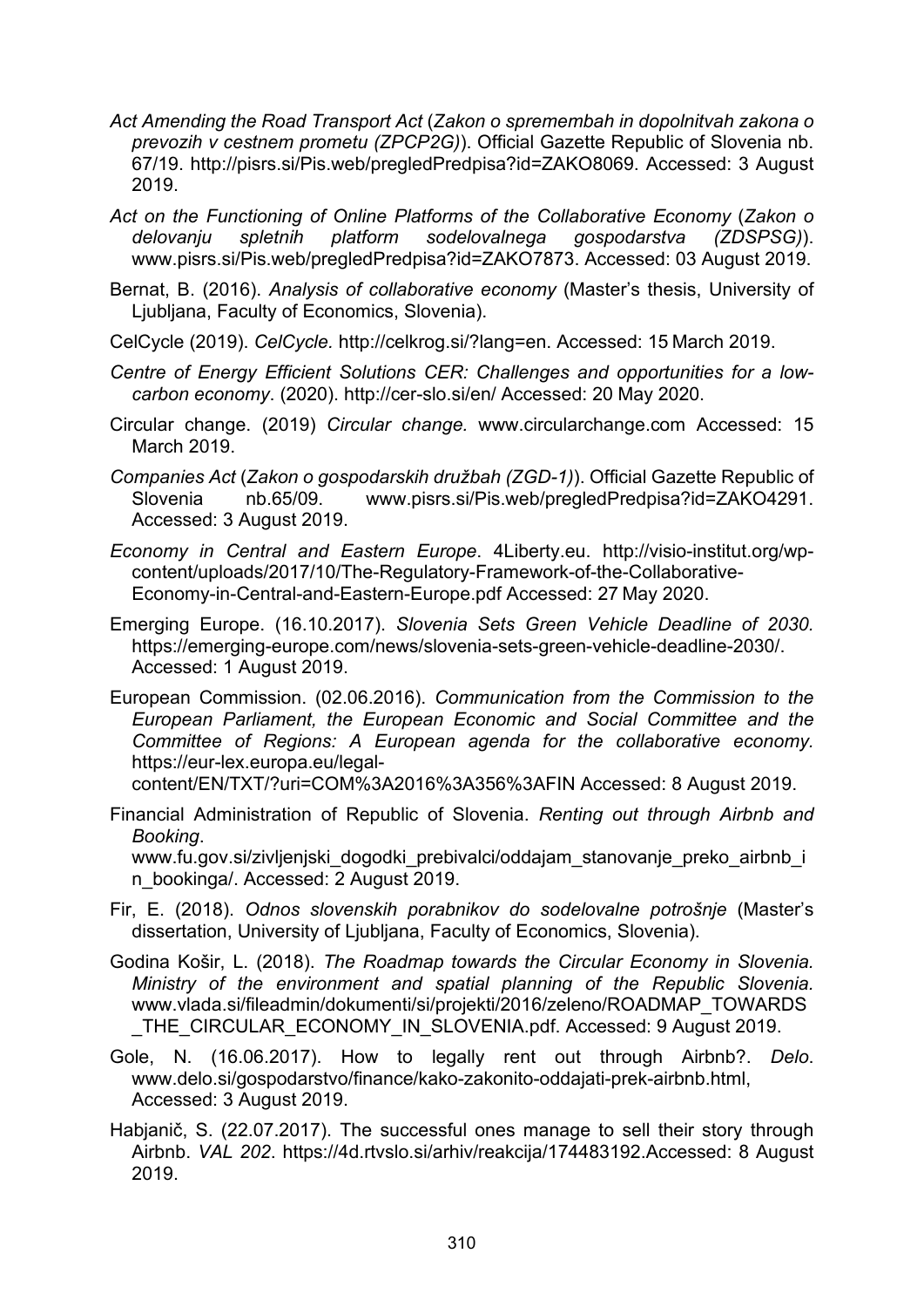*Act Amending the Road Transport Act* (*Zakon o spremembah in dopolnitvah zakona o prevozih v cestnem prometu (ZPCP2G)*). Official Gazette Republic of Slovenia nb. 67/19. http://pisrs.si/Pis.web/pregledPredpisa?id=ZAKO8069. Accessed: 3 August 2019.

*Act on the Functioning of Online Platforms of the Collaborative Economy* (*Zakon o delovanju spletnih platform sodelovalnega gospodarstva (ZDSPSG)*). www.pisrs.si/Pis.web/pregledPredpisa?id=ZAKO7873. Accessed: 03 August 2019.

Bernat, B. (2016). *Analysis of collaborative economy* (Master's thesis, University of Ljubljana, Faculty of Economics, Slovenia).

CelCycle (2019). *CelCycle.* http://celkrog.si/?lang=en. Accessed: 15 March 2019.

*Centre of Energy Efficient Solutions CER: Challenges and opportunities for a low-carbon economy*. (2020). http://cer-slo.si/en/ Accessed: 20 May 2020.

Circular change. (2019) *Circular change.* www.circularchange.com Accessed: 15 March 2019.

*Companies Act* (*Zakon o gospodarskih družbah (ZGD-1)*). Official Gazette Republic of Slovenia nb.65/09. www.pisrs.si/Pis.web/pregledPredpisa?id=ZAKO4291. Accessed: 3 August 2019.

*Economy in Central and Eastern Europe*. 4Liberty.eu. http://visio-institut.org/wp-content/uploads/2017/10/The-Regulatory-Framework-of-the-Collaborative-Economy-in-Central-and-Eastern-Europe.pdf Accessed: 27 May 2020.

Emerging Europe. (16.10.2017). *Slovenia Sets Green Vehicle Deadline of 2030.* https://emerging-europe.com/news/slovenia-sets-green-vehicle-deadline-2030/. Accessed: 1 August 2019.

European Commission. (02.06.2016). *Communication from the Commission to the European Parliament, the European Economic and Social Committee and the Committee of Regions: A European agenda for the collaborative economy.* https://eur-lex.europa.eu/legal-content/EN/TXT/?uri=COM%3A2016%3A356%3AFIN Accessed: 8 August 2019.

Financial Administration of Republic of Slovenia. *Renting out through Airbnb and Booking*. www.fu.gov.si/zivljenjski_dogodki_prebivalci/oddajam_stanovanje_preko_airbnb_in_bookinga/. Accessed: 2 August 2019.

Fir, E. (2018). *Odnos slovenskih porabnikov do sodelovalne potrošnje* (Master's dissertation, University of Ljubljana, Faculty of Economics, Slovenia).

Godina Košir, L. (2018). *The Roadmap towards the Circular Economy in Slovenia. Ministry of the environment and spatial planning of the Republic Slovenia.* www.vlada.si/fileadmin/dokumenti/si/projekti/2016/zeleno/ROADMAP_TOWARDS_THE_CIRCULAR_ECONOMY_IN_SLOVENIA.pdf. Accessed: 9 August 2019.

Gole, N. (16.06.2017). How to legally rent out through Airbnb?. *Delo*. www.delo.si/gospodarstvo/finance/kako-zakonito-oddajati-prek-airbnb.html, Accessed: 3 August 2019.

Habjanič, S. (22.07.2017). The successful ones manage to sell their story through Airbnb. *VAL 202*. https://4d.rtvslo.si/arhiv/reakcija/174483192.Accessed: 8 August 2019.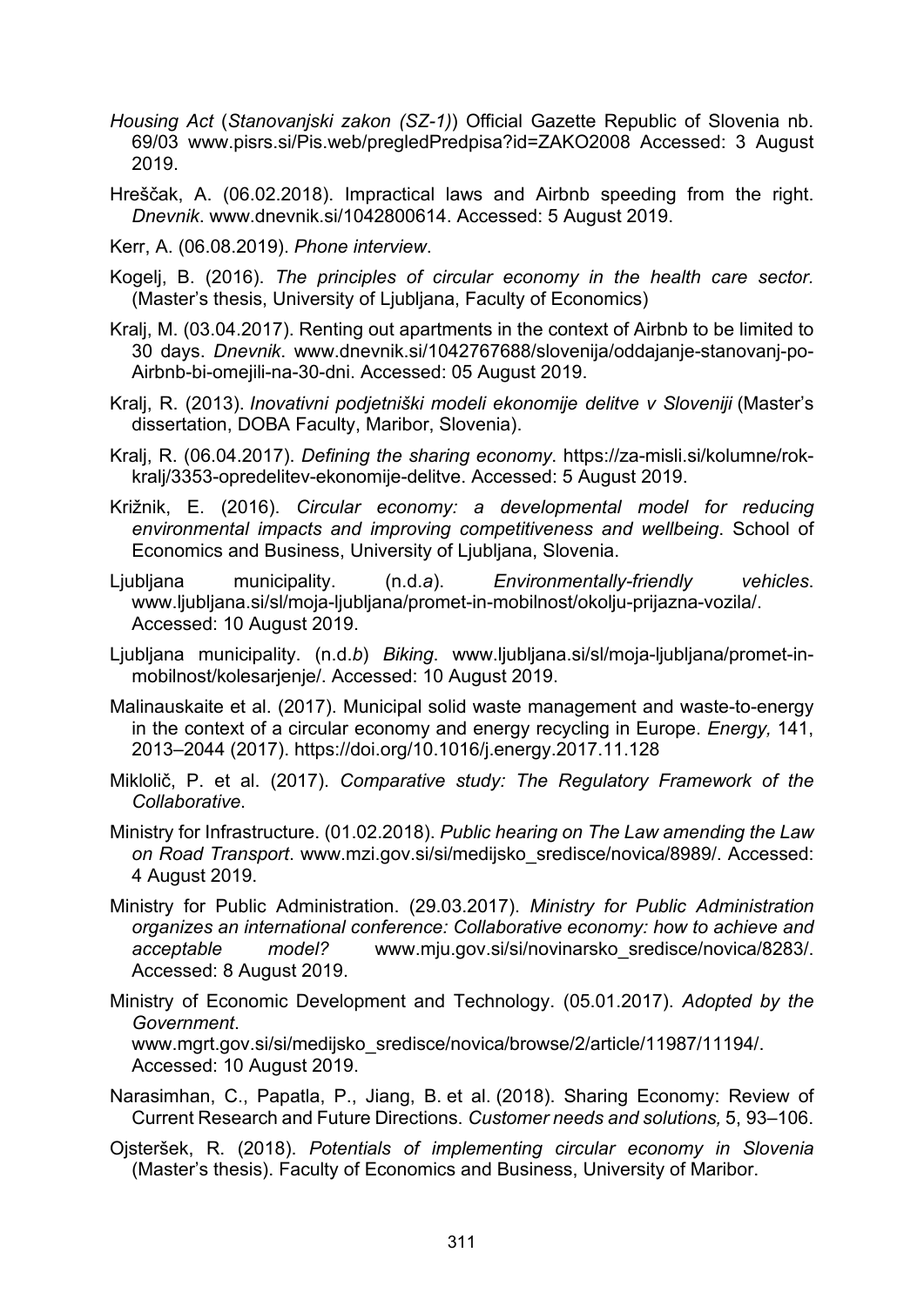*Housing Act* (*Stanovanjski zakon (SZ-1)*) Official Gazette Republic of Slovenia nb. 69/03 www.pisrs.si/Pis.web/pregledPredpisa?id=ZAKO2008 Accessed: 3 August 2019.

Hreščak, A. (06.02.2018). Impractical laws and Airbnb speeding from the right. *Dnevnik*. www.dnevnik.si/1042800614. Accessed: 5 August 2019.

Kerr, A. (06.08.2019). *Phone interview*.

Kogelj, B. (2016). *The principles of circular economy in the health care sector.* (Master's thesis, University of Ljubljana, Faculty of Economics)

Kralj, M. (03.04.2017). Renting out apartments in the context of Airbnb to be limited to 30 days. *Dnevnik*. www.dnevnik.si/1042767688/slovenija/oddajanje-stanovanj-po-Airbnb-bi-omejili-na-30-dni. Accessed: 05 August 2019.

Kralj, R. (2013). *Inovativni podjetniški modeli ekonomije delitve v Sloveniji* (Master's dissertation, DOBA Faculty, Maribor, Slovenia).

Kralj, R. (06.04.2017). *Defining the sharing economy*. https://za-misli.si/kolumne/rok-kralj/3353-opredelitev-ekonomije-delitve. Accessed: 5 August 2019.

Križnik, E. (2016). *Circular economy: a developmental model for reducing environmental impacts and improving competitiveness and wellbeing*. School of Economics and Business, University of Ljubljana, Slovenia.

Ljubljana municipality. (n.d.*a*). *Environmentally-friendly vehicles*. www.ljubljana.si/sl/moja-ljubljana/promet-in-mobilnost/okolju-prijazna-vozila/. Accessed: 10 August 2019.

Ljubljana municipality. (n.d.*b*) *Biking*. www.ljubljana.si/sl/moja-ljubljana/promet-in-mobilnost/kolesarjenje/. Accessed: 10 August 2019.

Malinauskaite et al. (2017). Municipal solid waste management and waste-to-energy in the context of a circular economy and energy recycling in Europe. *Energy,* 141, 2013–2044 (2017). https://doi.org/10.1016/j.energy.2017.11.128

Miklolič, P. et al. (2017). *Comparative study: The Regulatory Framework of the Collaborative*.

Ministry for Infrastructure. (01.02.2018). *Public hearing on The Law amending the Law on Road Transport*. www.mzi.gov.si/si/medijsko_sredisce/novica/8989/. Accessed: 4 August 2019.

Ministry for Public Administration. (29.03.2017). *Ministry for Public Administration organizes an international conference: Collaborative economy: how to achieve and acceptable model?* www.mju.gov.si/si/novinarsko_sredisce/novica/8283/. Accessed: 8 August 2019.

Ministry of Economic Development and Technology. (05.01.2017). *Adopted by the Government*. www.mgrt.gov.si/si/medijsko_sredisce/novica/browse/2/article/11987/11194/. Accessed: 10 August 2019.

Narasimhan, C., Papatla, P., Jiang, B. et al. (2018). Sharing Economy: Review of Current Research and Future Directions. *Customer needs and solutions,* 5, 93–106.

Ojsteršek, R. (2018). *Potentials of implementing circular economy in Slovenia* (Master's thesis). Faculty of Economics and Business, University of Maribor.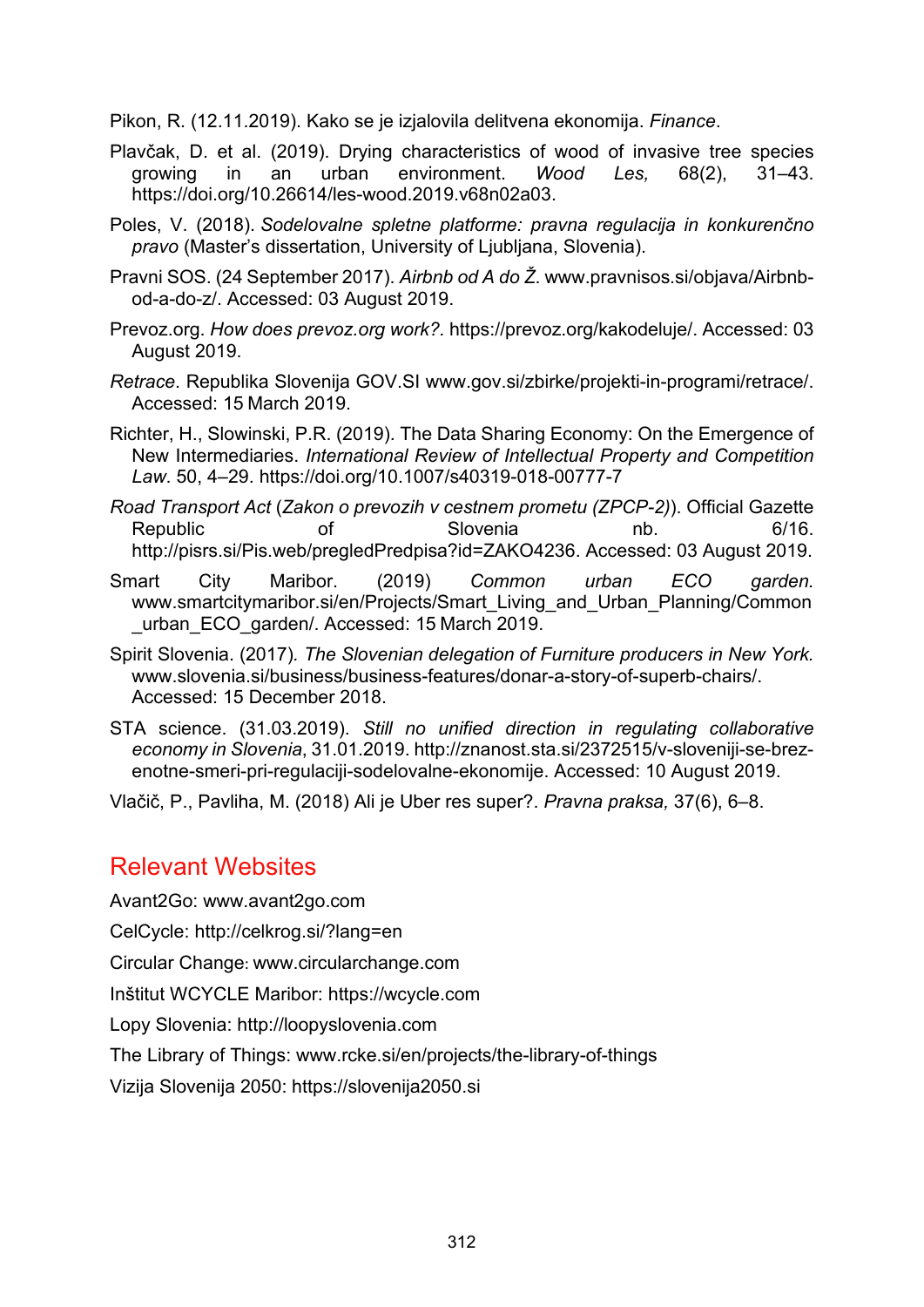Pikon, R. (12.11.2019). Kako se je izjalovila delitvena ekonomija. *Finance*.

Plavčak, D. et al. (2019). Drying characteristics of wood of invasive tree species growing in an urban environment. *Wood Les,* 68(2), 31–43. https://doi.org/10.26614/les-wood.2019.v68n02a03.

Poles, V. (2018). *Sodelovalne spletne platforme: pravna regulacija in konkurenčno pravo* (Master's dissertation, University of Ljubljana, Slovenia).

Pravni SOS. (24 September 2017). *Airbnb od A do Ž*. www.pravnisos.si/objava/Airbnb-od-a-do-z/. Accessed: 03 August 2019.

Prevoz.org. *How does prevoz.org work?.* https://prevoz.org/kakodeluje/. Accessed: 03 August 2019.

*Retrace*. Republika Slovenija GOV.SI www.gov.si/zbirke/projekti-in-programi/retrace/. Accessed: 15 March 2019.

Richter, H., Slowinski, P.R. (2019). The Data Sharing Economy: On the Emergence of New Intermediaries. *International Review of Intellectual Property and Competition Law*. 50, 4–29. https://doi.org/10.1007/s40319-018-00777-7

*Road Transport Act* (*Zakon o prevozih v cestnem prometu (ZPCP-2)*). Official Gazette Republic of Slovenia nb. 6/16. http://pisrs.si/Pis.web/pregledPredpisa?id=ZAKO4236. Accessed: 03 August 2019.

Smart City Maribor. (2019) *Common urban ECO garden*. www.smartcitymaribor.si/en/Projects/Smart_Living_and_Urban_Planning/Common_urban_ECO_garden/. Accessed: 15 March 2019.

Spirit Slovenia. (2017)*. The Slovenian delegation of Furniture producers in New York*. www.slovenia.si/business/business-features/donar-a-story-of-superb-chairs/. Accessed: 15 December 2018.

STA science. (31.03.2019). *Still no unified direction in regulating collaborative economy in Slovenia*, 31.01.2019. http://znanost.sta.si/2372515/v-sloveniji-se-brez-enotne-smeri-pri-regulaciji-sodelovalne-ekonomije. Accessed: 10 August 2019.

Vlačič, P., Pavliha, M. (2018) Ali je Uber res super?. *Pravna praksa,* 37(6), 6–8.

## Relevant Websites

Avant2Go: www.avant2go.com

CelCycle: http://celkrog.si/?lang=en

Circular Change: www.circularchange.com

Inštitut WCYCLE Maribor: https://wcycle.com

Lopy Slovenia: http://loopyslovenia.com

The Library of Things: www.rcke.si/en/projects/the-library-of-things

Vizija Slovenija 2050: https://slovenija2050.si